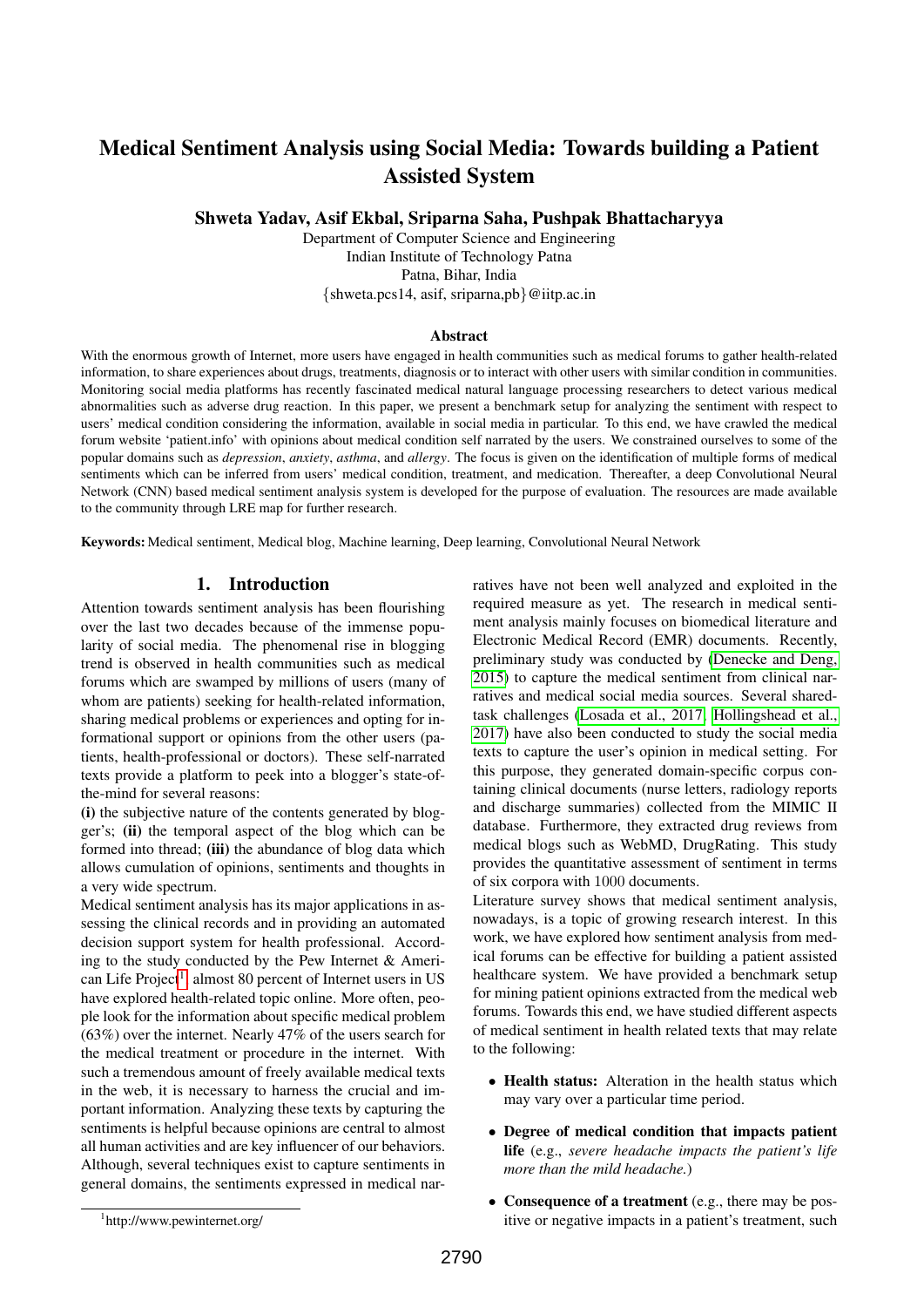# Medical Sentiment Analysis using Social Media: Towards building a Patient Assisted System

**Shweta Yadav, Asif Ekbal, Sriparna Saha, Pushpak Bhattacharyya**

Department of Computer Science and Engineering
Indian Institute of Technology Patna
Patna, Bihar, India
{shweta.pcs14, asif, sriparna,pb}@iitp.ac.in

## Abstract

With the enormous growth of Internet, more users have engaged in health communities such as medical forums to gather health-related information, to share experiences about drugs, treatments, diagnosis or to interact with other users with similar condition in communities. Monitoring social media platforms has recently fascinated medical natural language processing researchers to detect various medical abnormalities such as adverse drug reaction. In this paper, we present a benchmark setup for analyzing the sentiment with respect to users' medical condition considering the information, available in social media in particular. To this end, we have crawled the medical forum website 'patient.info' with opinions about medical condition self narrated by the users. We constrained ourselves to some of the popular domains such as *depression*, *anxiety*, *asthma*, and *allergy*. The focus is given on the identification of multiple forms of medical sentiments which can be inferred from users' medical condition, treatment, and medication. Thereafter, a deep Convolutional Neural Network (CNN) based medical sentiment analysis system is developed for the purpose of evaluation. The resources are made available to the community through LRE map for further research.

**Keywords:** Medical sentiment, Medical blog, Machine learning, Deep learning, Convolutional Neural Network

## 1. Introduction

Attention towards sentiment analysis has been flourishing over the last two decades because of the immense popularity of social media. The phenomenal rise in blogging trend is observed in health communities such as medical forums which are swamped by millions of users (many of whom are patients) seeking for health-related information, sharing medical problems or experiences and opting for informational support or opinions from the other users (patients, health-professional or doctors). These self-narrated texts provide a platform to peek into a blogger's state-of-the-mind for several reasons:

**(i)** the subjective nature of the contents generated by blogger's; **(ii)** the temporal aspect of the blog which can be formed into thread; **(iii)** the abundance of blog data which allows cumulation of opinions, sentiments and thoughts in a very wide spectrum.

Medical sentiment analysis has its major applications in assessing the clinical records and in providing an automated decision support system for health professional. According to the study conducted by the Pew Internet & American Life Project[1], almost 80 percent of Internet users in US have explored health-related topic online. More often, people look for the information about specific medical problem (63%) over the internet. Nearly 47% of the users search for the medical treatment or procedure in the internet. With such a tremendous amount of freely available medical texts in the web, it is necessary to harness the crucial and important information. Analyzing these texts by capturing the sentiments is helpful because opinions are central to almost all human activities and are key influencer of our behaviors. Although, several techniques exist to capture sentiments in general domains, the sentiments expressed in medical narratives have not been well analyzed and exploited in the required measure as yet. The research in medical sentiment analysis mainly focuses on biomedical literature and Electronic Medical Record (EMR) documents. Recently, preliminary study was conducted by (Denecke and Deng, 2015) to capture the medical sentiment from clinical narratives and medical social media sources. Several shared-task challenges (Losada et al., 2017; Hollingshead et al., 2017) have also been conducted to study the social media texts to capture the user's opinion in medical setting. For this purpose, they generated domain-specific corpus containing clinical documents (nurse letters, radiology reports and discharge summaries) collected from the MIMIC II database. Furthermore, they extracted drug reviews from medical blogs such as WebMD, DrugRating. This study provides the quantitative assessment of sentiment in terms of six corpora with 1000 documents.

Literature survey shows that medical sentiment analysis, nowadays, is a topic of growing research interest. In this work, we have explored how sentiment analysis from medical forums can be effective for building a patient assisted healthcare system. We have provided a benchmark setup for mining patient opinions extracted from the medical web forums. Towards this end, we have studied different aspects of medical sentiment in health related texts that may relate to the following:

- **Health status:** Alteration in the health status which may vary over a particular time period.
- **Degree of medical condition that impacts patient life** (e.g., *severe headache impacts the patient's life more than the mild headache.*)
- **Consequence of a treatment** (e.g., there may be positive or negative impacts in a patient's treatment, such

[1] http://www.pewinternet.org/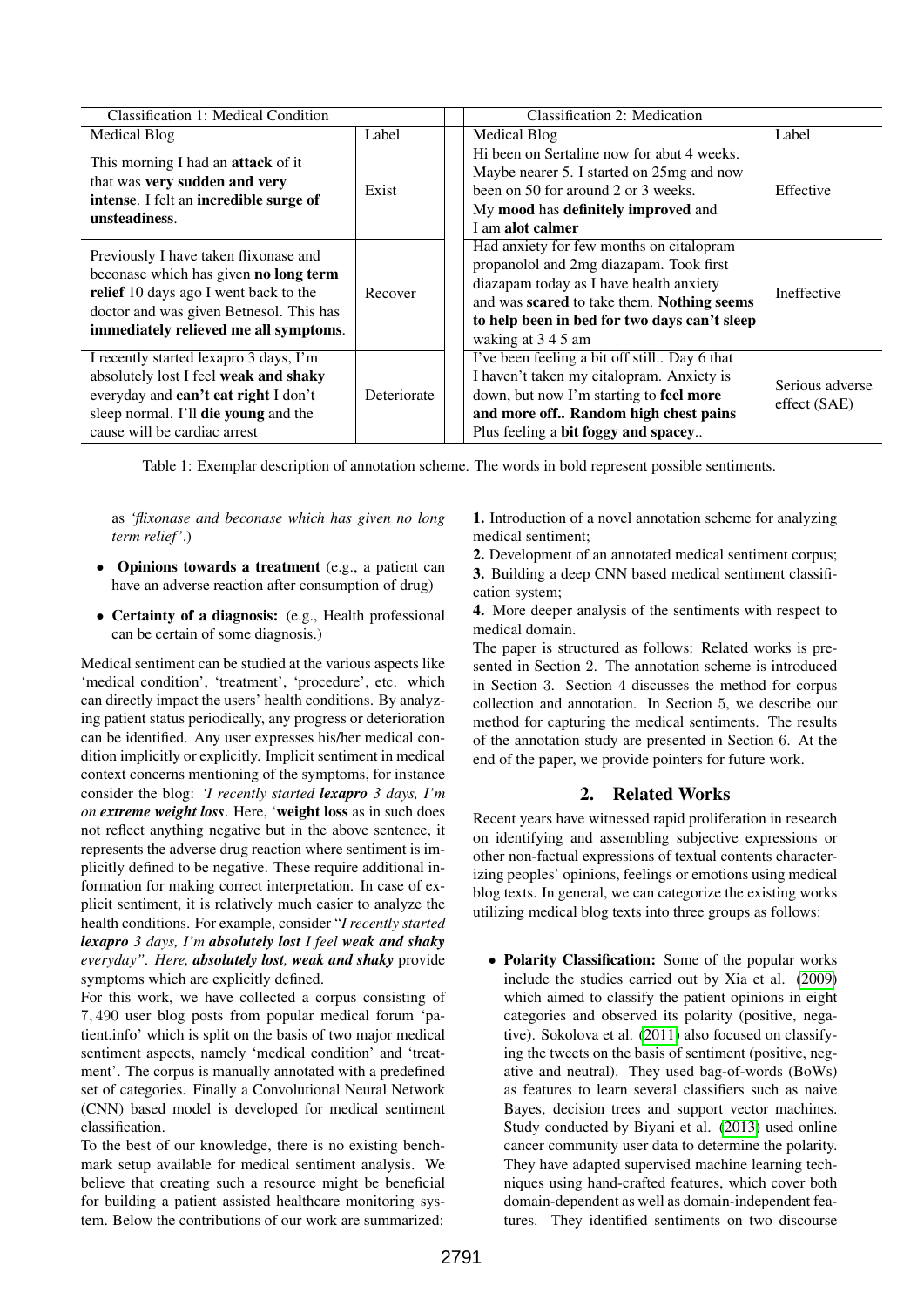| Classification 1: Medical Condition | | | Classification 2: Medication | |
|---|---|---|---|---|
| Medical Blog | Label | | Medical Blog | Label |
| This morning I had an **attack** of it that was **very sudden and very intense**. I felt an **incredible surge of unsteadiness**. | Exist | | Hi been on Sertaline now for abut 4 weeks. Maybe nearer 5. I started on 25mg and now been on 50 for around 2 or 3 weeks. My **mood** has **definitely improved** and I am **alot calmer** | Effective |
| Previously I have taken flixonase and beconase which has given **no long term relief** 10 days ago I went back to the doctor and was given Betnesol. This has **immediately relieved me all symptoms**. | Recover | | Had anxiety for few months on citalopram propanolol and 2mg diazapam. Took first diazapam today as I have health anxiety and was **scared** to take them. **Nothing seems to help been in bed for two days can't sleep** waking at 3 4 5 am | Ineffective |
| I recently started lexapro 3 days, I'm absolutely lost I feel **weak and shaky** everyday and **can't eat right** I don't sleep normal. I'll **die young** and the cause will be cardiac arrest | Deteriorate | | I've been feeling a bit off still.. Day 6 that I haven't taken my citalopram. Anxiety is down, but now I'm starting to **feel more and more off.. Random high chest pains** Plus feeling a **bit foggy and spacey**.. | Serious adverse effect (SAE) |

Table 1: Exemplar description of annotation scheme. The words in bold represent possible sentiments.

as *'flixonase and beconase which has given no long term relief'*.)

- **Opinions towards a treatment** (e.g., a patient can have an adverse reaction after consumption of drug)
- **Certainty of a diagnosis:** (e.g., Health professional can be certain of some diagnosis.)

Medical sentiment can be studied at the various aspects like 'medical condition', 'treatment', 'procedure', etc. which can directly impact the users' health conditions. By analyzing patient status periodically, any progress or deterioration can be identified. Any user expresses his/her medical condition implicitly or explicitly. Implicit sentiment in medical context concerns mentioning of the symptoms, for instance consider the blog: *'I recently started **lexapro** 3 days, I'm on **extreme weight loss***. Here, '**weight loss** as in such does not reflect anything negative but in the above sentence, it represents the adverse drug reaction where sentiment is implicitly defined to be negative. These require additional information for making correct interpretation. In case of explicit sentiment, it is relatively much easier to analyze the health conditions. For example, consider "*I recently started **lexapro** 3 days, I'm **absolutely lost** I feel **weak and shaky** everyday". Here, **absolutely lost, weak and shaky*** provide symptoms which are explicitly defined.

For this work, we have collected a corpus consisting of 7,490 user blog posts from popular medical forum 'patient.info' which is split on the basis of two major medical sentiment aspects, namely 'medical condition' and 'treatment'. The corpus is manually annotated with a predefined set of categories. Finally a Convolutional Neural Network (CNN) based model is developed for medical sentiment classification.

To the best of our knowledge, there is no existing benchmark setup available for medical sentiment analysis. We believe that creating such a resource might be beneficial for building a patient assisted healthcare monitoring system. Below the contributions of our work are summarized:

**1.** Introduction of a novel annotation scheme for analyzing medical sentiment;
**2.** Development of an annotated medical sentiment corpus;
**3.** Building a deep CNN based medical sentiment classification system;
**4.** More deeper analysis of the sentiments with respect to medical domain.

The paper is structured as follows: Related works is presented in Section 2. The annotation scheme is introduced in Section 3. Section 4 discusses the method for corpus collection and annotation. In Section 5, we describe our method for capturing the medical sentiments. The results of the annotation study are presented in Section 6. At the end of the paper, we provide pointers for future work.

## 2. Related Works

Recent years have witnessed rapid proliferation in research on identifying and assembling subjective expressions or other non-factual expressions of textual contents characterizing peoples' opinions, feelings or emotions using medical blog texts. In general, we can categorize the existing works utilizing medical blog texts into three groups as follows:

- **Polarity Classification:** Some of the popular works include the studies carried out by Xia et al. (2009) which aimed to classify the patient opinions in eight categories and observed its polarity (positive, negative). Sokolova et al. (2011) also focused on classifying the tweets on the basis of sentiment (positive, negative and neutral). They used bag-of-words (BoWs) as features to learn several classifiers such as naive Bayes, decision trees and support vector machines. Study conducted by Biyani et al. (2013) used online cancer community user data to determine the polarity. They have adapted supervised machine learning techniques using hand-crafted features, which cover both domain-dependent as well as domain-independent features. They identified sentiments on two discourse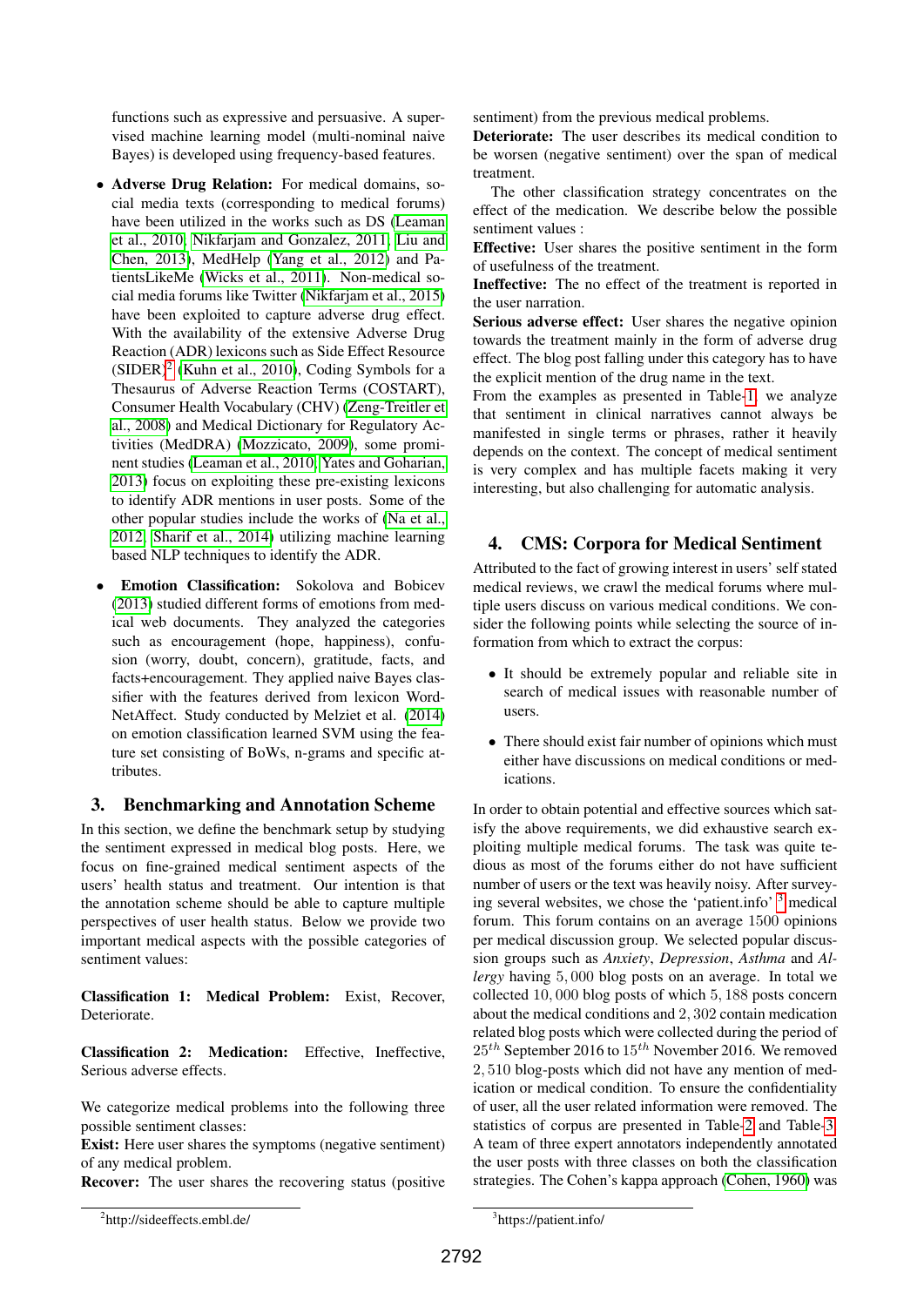functions such as expressive and persuasive. A supervised machine learning model (multi-nominal naive Bayes) is developed using frequency-based features.

- **Adverse Drug Relation:** For medical domains, social media texts (corresponding to medical forums) have been utilized in the works such as DS (Leaman et al., 2010; Nikfarjam and Gonzalez, 2011; Liu and Chen, 2013), MedHelp (Yang et al., 2012) and PatientsLikeMe (Wicks et al., 2011). Non-medical social media forums like Twitter (Nikfarjam et al., 2015) have been exploited to capture adverse drug effect. With the availability of the extensive Adverse Drug Reaction (ADR) lexicons such as Side Effect Resource (SIDER)[2] (Kuhn et al., 2010), Coding Symbols for a Thesaurus of Adverse Reaction Terms (COSTART), Consumer Health Vocabulary (CHV) (Zeng-Treitler et al., 2008) and Medical Dictionary for Regulatory Activities (MedDRA) (Mozzicato, 2009), some prominent studies (Leaman et al., 2010; Yates and Goharian, 2013) focus on exploiting these pre-existing lexicons to identify ADR mentions in user posts. Some of the other popular studies include the works of (Na et al., 2012; Sharif et al., 2014) utilizing machine learning based NLP techniques to identify the ADR.

- **Emotion Classification:** Sokolova and Bobicev (2013) studied different forms of emotions from medical web documents. They analyzed the categories such as encouragement (hope, happiness), confusion (worry, doubt, concern), gratitude, facts, and facts+encouragement. They applied naive Bayes classifier with the features derived from lexicon WordNetAffect. Study conducted by Melziet et al. (2014) on emotion classification learned SVM using the feature set consisting of BoWs, n-grams and specific attributes.

## 3. Benchmarking and Annotation Scheme

In this section, we define the benchmark setup by studying the sentiment expressed in medical blog posts. Here, we focus on fine-grained medical sentiment aspects of the users' health status and treatment. Our intention is that the annotation scheme should be able to capture multiple perspectives of user health status. Below we provide two important medical aspects with the possible categories of sentiment values:

**Classification 1: Medical Problem:** Exist, Recover, Deteriorate.

**Classification 2: Medication:** Effective, Ineffective, Serious adverse effects.

We categorize medical problems into the following three possible sentiment classes:
**Exist:** Here user shares the symptoms (negative sentiment) of any medical problem.
**Recover:** The user shares the recovering status (positive sentiment) from the previous medical problems.
**Deteriorate:** The user describes its medical condition to be worsen (negative sentiment) over the span of medical treatment.

The other classification strategy concentrates on the effect of the medication. We describe below the possible sentiment values :
**Effective:** User shares the positive sentiment in the form of usefulness of the treatment.
**Ineffective:** The no effect of the treatment is reported in the user narration.
**Serious adverse effect:** User shares the negative opinion towards the treatment mainly in the form of adverse drug effect. The blog post falling under this category has to have the explicit mention of the drug name in the text.
From the examples as presented in Table-1, we analyze that sentiment in clinical narratives cannot always be manifested in single terms or phrases, rather it heavily depends on the context. The concept of medical sentiment is very complex and has multiple facets making it very interesting, but also challenging for automatic analysis.

## 4. CMS: Corpora for Medical Sentiment

Attributed to the fact of growing interest in users' self stated medical reviews, we crawl the medical forums where multiple users discuss on various medical conditions. We consider the following points while selecting the source of information from which to extract the corpus:

- It should be extremely popular and reliable site in search of medical issues with reasonable number of users.
- There should exist fair number of opinions which must either have discussions on medical conditions or medications.

In order to obtain potential and effective sources which satisfy the above requirements, we did exhaustive search exploiting multiple medical forums. The task was quite tedious as most of the forums either do not have sufficient number of users or the text was heavily noisy. After surveying several websites, we chose the 'patient.info' [3] medical forum. This forum contains on an average 1500 opinions per medical discussion group. We selected popular discussion groups such as *Anxiety*, *Depression*, *Asthma* and *Allergy* having $5,000$ blog posts on an average. In total we collected $10,000$ blog posts of which $5,188$ posts concern about the medical conditions and $2,302$ contain medication related blog posts which were collected during the period of $25^{th}$ September 2016 to $15^{th}$ November 2016. We removed $2,510$ blog-posts which did not have any mention of medication or medical condition. To ensure the confidentiality of user, all the user related information were removed. The statistics of corpus are presented in Table-2 and Table-3. A team of three expert annotators independently annotated the user posts with three classes on both the classification strategies. The Cohen's kappa approach (Cohen, 1960) was

[2] http://sideeffects.embl.de/

[3] https://patient.info/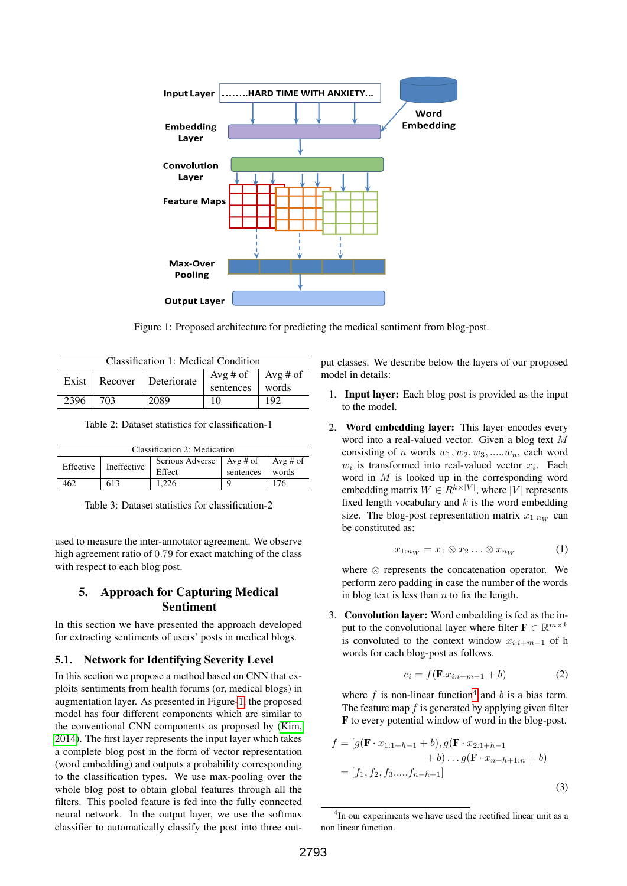Figure 1: Proposed architecture for predicting the medical sentiment from blog-post.

| Classification 1: Medical Condition | | | | |
|---|---|---|---|---|
| Exist | Recover | Deteriorate | Avg # of sentences | Avg # of words |
| 2396 | 703 | 2089 | 10 | 192 |

Table 2: Dataset statistics for classification-1

| Classification 2: Medication | | | | |
|---|---|---|---|---|
| Effective | Ineffective | Serious Adverse Effect | Avg # of sentences | Avg # of words |
| 462 | 613 | 1,226 | 9 | 176 |

Table 3: Dataset statistics for classification-2

used to measure the inter-annotator agreement. We observe high agreement ratio of 0.79 for exact matching of the class with respect to each blog post.

## 5. Approach for Capturing Medical Sentiment

In this section we have presented the approach developed for extracting sentiments of users' posts in medical blogs.

### 5.1. Network for Identifying Severity Level

In this section we propose a method based on CNN that exploits sentiments from health forums (or, medical blogs) in augmentation layer. As presented in Figure 1, the proposed model has four different components which are similar to the conventional CNN components as proposed by (Kim, 2014). The first layer represents the input layer which takes a complete blog post in the form of vector representation (word embedding) and outputs a probability corresponding to the classification types. We use max-pooling over the whole blog post to obtain global features through all the filters. This pooled feature is fed into the fully connected neural network. In the output layer, we use the softmax classifier to automatically classify the post into three output classes. We describe below the layers of our proposed model in details:

1. **Input layer:** Each blog post is provided as the input to the model.

2. **Word embedding layer:** This layer encodes every word into a real-valued vector. Given a blog text $M$ consisting of $n$ words $w_1, w_2, w_3, .....w_n$, each word $w_i$ is transformed into real-valued vector $x_i$. Each word in $M$ is looked up in the corresponding word embedding matrix $W \in R^{k\times|V|}$, where $|V|$ represents fixed length vocabulary and $k$ is the word embedding size. The blog-post representation matrix $x_{1:n_W}$ can be constituted as:

$$x_{1:n_W} = x_1 \otimes x_2 \ldots \otimes x_{n_W} \qquad (1)$$

where $\otimes$ represents the concatenation operator. We perform zero padding in case the number of the words in blog text is less than $n$ to fix the length.

3. **Convolution layer:** Word embedding is fed as the input to the convolutional layer where filter $\mathbf{F} \in \mathbb{R}^{m\times k}$ is convoluted to the context window $x_{i:i+m-1}$ of h words for each blog-post as follows.

$$c_i = f(\mathbf{F}.x_{i:i+m-1} + b) \qquad (2)$$

where $f$ is non-linear function[4] and $b$ is a bias term. The feature map $f$ is generated by applying given filter $\mathbf{F}$ to every potential window of word in the blog-post.

$$f = [g(\mathbf{F} \cdot x_{1:1+h-1} + b), g(\mathbf{F} \cdot x_{2:1+h-1} + b) \ldots g(\mathbf{F} \cdot x_{n-h+1:n} + b)] = [f_1, f_2, f_3.....f_{n-h+1}] \qquad (3)$$

[4] In our experiments we have used the rectified linear unit as a non linear function.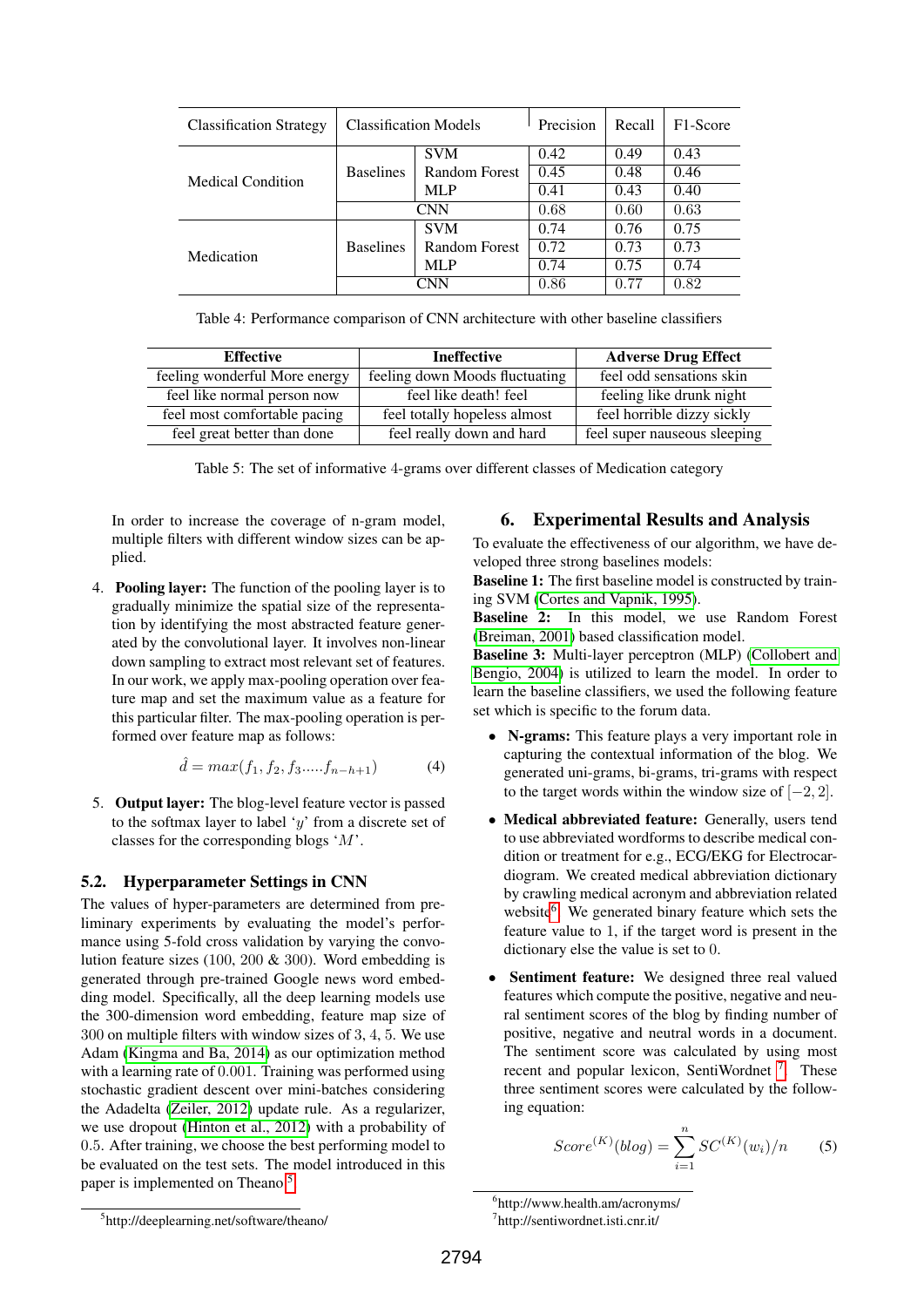| Classification Strategy | Classification Models | | Precision | Recall | F1-Score |
|---|---|---|---|---|---|
| Medical Condition | Baselines | SVM | 0.42 | 0.49 | 0.43 |
| | | Random Forest | 0.45 | 0.48 | 0.46 |
| | | MLP | 0.41 | 0.43 | 0.40 |
| | CNN | | 0.68 | 0.60 | 0.63 |
| Medication | Baselines | SVM | 0.74 | 0.76 | 0.75 |
| | | Random Forest | 0.72 | 0.73 | 0.73 |
| | | MLP | 0.74 | 0.75 | 0.74 |
| | CNN | | 0.86 | 0.77 | 0.82 |

Table 4: Performance comparison of CNN architecture with other baseline classifiers

| Effective | Ineffective | Adverse Drug Effect |
|---|---|---|
| feeling wonderful More energy | feeling down Moods fluctuating | feel odd sensations skin |
| feel like normal person now | feel like death! feel | feeling like drunk night |
| feel most comfortable pacing | feel totally hopeless almost | feel horrible dizzy sickly |
| feel great better than done | feel really down and hard | feel super nauseous sleeping |

Table 5: The set of informative 4-grams over different classes of Medication category

In order to increase the coverage of n-gram model, multiple filters with different window sizes can be applied.

4. **Pooling layer:** The function of the pooling layer is to gradually minimize the spatial size of the representation by identifying the most abstracted feature generated by the convolutional layer. It involves non-linear down sampling to extract most relevant set of features. In our work, we apply max-pooling operation over feature map and set the maximum value as a feature for this particular filter. The max-pooling operation is performed over feature map as follows:

$$\hat{d} = max(f_1, f_2, f_3.....f_{n-h+1}) \tag{4}$$

5. **Output layer:** The blog-level feature vector is passed to the softmax layer to label '$y$' from a discrete set of classes for the corresponding blogs '$M$'.

## 5.2. Hyperparameter Settings in CNN

The values of hyper-parameters are determined from preliminary experiments by evaluating the model's performance using 5-fold cross validation by varying the convolution feature sizes (100, 200 & 300). Word embedding is generated through pre-trained Google news word embedding model. Specifically, all the deep learning models use the 300-dimension word embedding, feature map size of 300 on multiple filters with window sizes of 3, 4, 5. We use Adam (Kingma and Ba, 2014) as our optimization method with a learning rate of 0.001. Training was performed using stochastic gradient descent over mini-batches considering the Adadelta (Zeiler, 2012) update rule. As a regularizer, we use dropout (Hinton et al., 2012) with a probability of 0.5. After training, we choose the best performing model to be evaluated on the test sets. The model introduced in this paper is implemented on Theano[5].

[5]http://deeplearning.net/software/theano/

# 6. Experimental Results and Analysis

To evaluate the effectiveness of our algorithm, we have developed three strong baselines models:

**Baseline 1:** The first baseline model is constructed by training SVM (Cortes and Vapnik, 1995).

**Baseline 2:** In this model, we use Random Forest (Breiman, 2001) based classification model.

**Baseline 3:** Multi-layer perceptron (MLP) (Collobert and Bengio, 2004) is utilized to learn the model. In order to learn the baseline classifiers, we used the following feature set which is specific to the forum data.

- **N-grams:** This feature plays a very important role in capturing the contextual information of the blog. We generated uni-grams, bi-grams, tri-grams with respect to the target words within the window size of $[-2, 2]$.
- **Medical abbreviated feature:** Generally, users tend to use abbreviated wordforms to describe medical condition or treatment for e.g., ECG/EKG for Electrocardiogram. We created medical abbreviation dictionary by crawling medical acronym and abbreviation related website[6]. We generated binary feature which sets the feature value to 1, if the target word is present in the dictionary else the value is set to 0.
- **Sentiment feature:** We designed three real valued features which compute the positive, negative and neutral sentiment scores of the blog by finding number of positive, negative and neutral words in a document. The sentiment score was calculated by using most recent and popular lexicon, SentiWordnet [7]. These three sentiment scores were calculated by the following equation:

$$Score^{(K)}(blog) = \sum_{i=1}^{n} SC^{(K)}(w_i)/n \tag{5}$$

[6]http://www.health.am/acronyms/

[7]http://sentiwordnet.isti.cnr.it/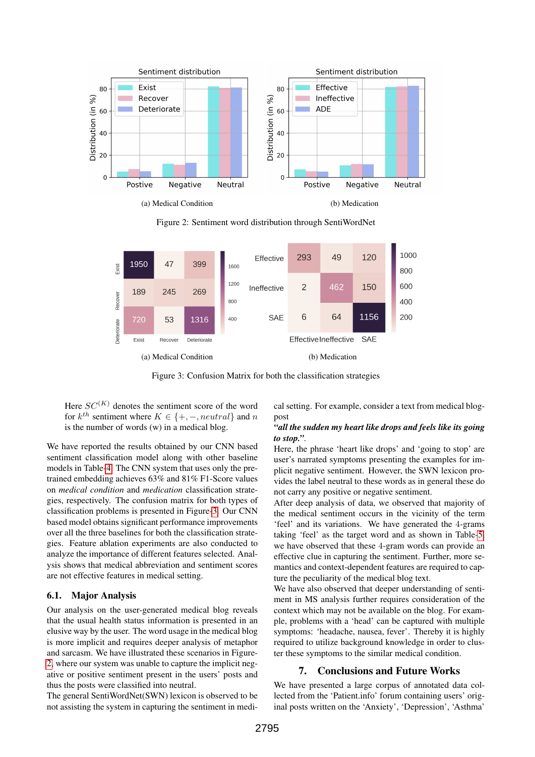Figure 2: Sentiment word distribution through SentiWordNet

(a) Medical Condition

(b) Medication

Figure 3: Confusion Matrix for both the classification strategies

(a) Medical Condition

(b) Medication

Here $SC^{(K)}$ denotes the sentiment score of the word for $k^{th}$ sentiment where $K \in \{+, -, neutral\}$ and $n$ is the number of words (w) in a medical blog.

We have reported the results obtained by our CNN based sentiment classification model along with other baseline models in Table 4. The CNN system that uses only the pre-trained embedding achieves 63% and 81% F1-Score values on *medical condition* and *medication* classification strategies, respectively. The confusion matrix for both types of classification problems is presented in Figure 3. Our CNN based model obtains significant performance improvements over all the three baselines for both the classification strategies. Feature ablation experiments are also conducted to analyze the importance of different features selected. Analysis shows that medical abbreviation and sentiment scores are not effective features in medical setting.

## 6.1. Major Analysis

Our analysis on the user-generated medical blog reveals that the usual health status information is presented in an elusive way by the user. The word usage in the medical blog is more implicit and requires deeper analysis of metaphor and sarcasm. We have illustrated these scenarios in Figure-2, where our system was unable to capture the implicit negative or positive sentiment present in the users' posts and thus the posts were classified into neutral.

The general SentiWordNet(SWN) lexicon is observed to be not assisting the system in capturing the sentiment in medical setting. For example, consider a text from medical blog-post

***"all the sudden my heart like drops and feels like its going to stop."***.

Here, the phrase 'heart like drops' and 'going to stop' are user's narrated symptoms presenting the examples for implicit negative sentiment. However, the SWN lexicon provides the label neutral to these words as in general these do not carry any positive or negative sentiment.

After deep analysis of data, we observed that majority of the medical sentiment occurs in the vicinity of the term 'feel' and its variations. We have generated the 4-grams taking 'feel' as the target word and as shown in Table-5 we have observed that these 4-gram words can provide an effective clue in capturing the sentiment. Further, more semantics and context-dependent features are required to capture the peculiarity of the medical blog text.

We have also observed that deeper understanding of sentiment in MS analysis further requires consideration of the context which may not be available on the blog. For example, problems with a 'head' can be captured with multiple symptoms: 'headache, nausea, fever'. Thereby it is highly required to utilize background knowledge in order to cluster these symptoms to the similar medical condition.

## 7. Conclusions and Future Works

We have presented a large corpus of annotated data collected from the 'Patient.info' forum containing users' original posts written on the 'Anxiety', 'Depression', 'Asthma'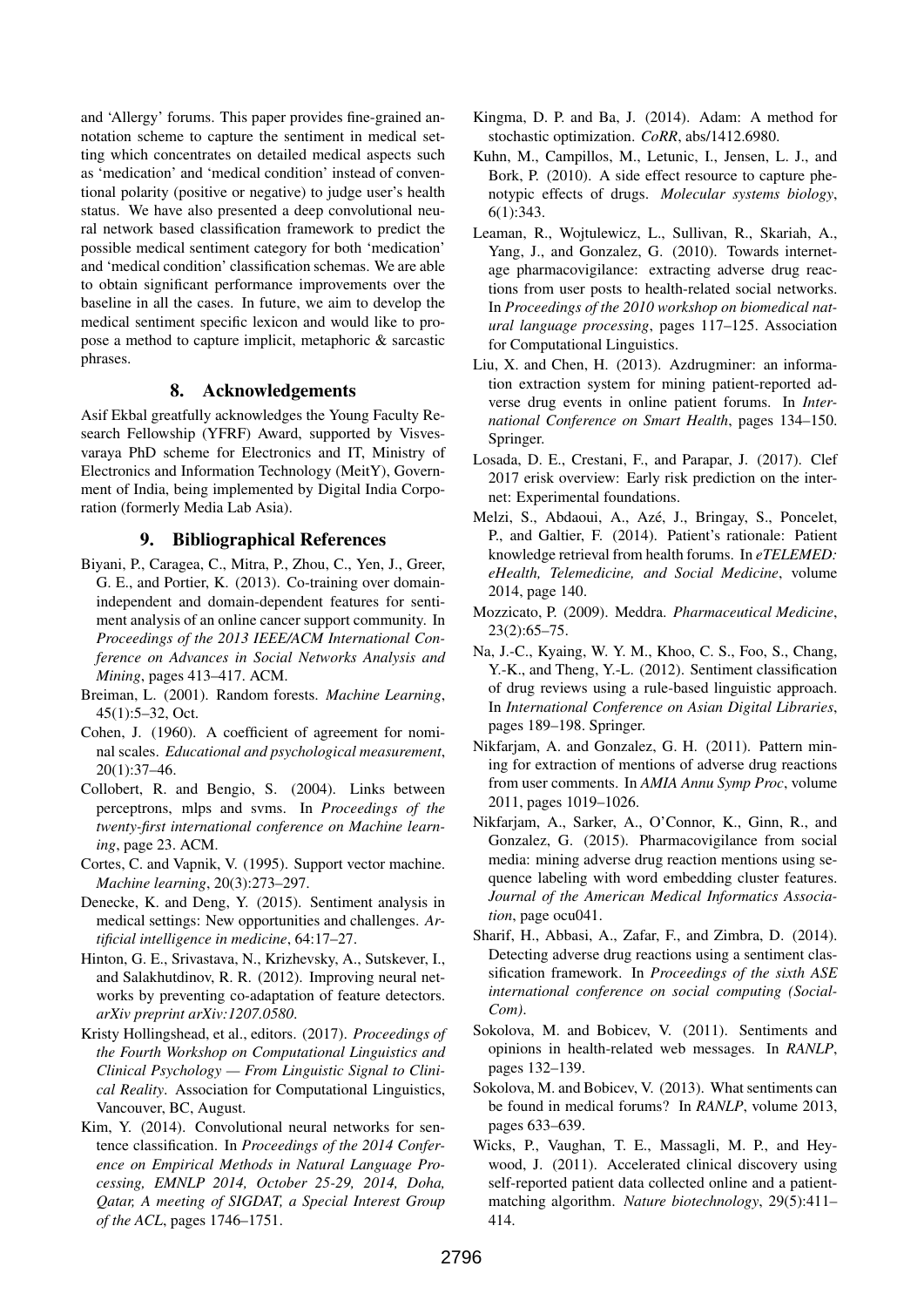and 'Allergy' forums. This paper provides fine-grained annotation scheme to capture the sentiment in medical setting which concentrates on detailed medical aspects such as 'medication' and 'medical condition' instead of conventional polarity (positive or negative) to judge user's health status. We have also presented a deep convolutional neural network based classification framework to predict the possible medical sentiment category for both 'medication' and 'medical condition' classification schemas. We are able to obtain significant performance improvements over the baseline in all the cases. In future, we aim to develop the medical sentiment specific lexicon and would like to propose a method to capture implicit, metaphoric & sarcastic phrases.

## 8. Acknowledgements

Asif Ekbal greatfully acknowledges the Young Faculty Research Fellowship (YFRF) Award, supported by Visvesvaraya PhD scheme for Electronics and IT, Ministry of Electronics and Information Technology (MeitY), Government of India, being implemented by Digital India Corporation (formerly Media Lab Asia).

## 9. Bibliographical References

Biyani, P., Caragea, C., Mitra, P., Zhou, C., Yen, J., Greer, G. E., and Portier, K. (2013). Co-training over domain-independent and domain-dependent features for sentiment analysis of an online cancer support community. In *Proceedings of the 2013 IEEE/ACM International Conference on Advances in Social Networks Analysis and Mining*, pages 413–417. ACM.

Breiman, L. (2001). Random forests. *Machine Learning*, 45(1):5–32, Oct.

Cohen, J. (1960). A coefficient of agreement for nominal scales. *Educational and psychological measurement*, 20(1):37–46.

Collobert, R. and Bengio, S. (2004). Links between perceptrons, mlps and svms. In *Proceedings of the twenty-first international conference on Machine learning*, page 23. ACM.

Cortes, C. and Vapnik, V. (1995). Support vector machine. *Machine learning*, 20(3):273–297.

Denecke, K. and Deng, Y. (2015). Sentiment analysis in medical settings: New opportunities and challenges. *Artificial intelligence in medicine*, 64:17–27.

Hinton, G. E., Srivastava, N., Krizhevsky, A., Sutskever, I., and Salakhutdinov, R. R. (2012). Improving neural networks by preventing co-adaptation of feature detectors. *arXiv preprint arXiv:1207.0580*.

Kristy Hollingshead, et al., editors. (2017). *Proceedings of the Fourth Workshop on Computational Linguistics and Clinical Psychology — From Linguistic Signal to Clinical Reality*. Association for Computational Linguistics, Vancouver, BC, August.

Kim, Y. (2014). Convolutional neural networks for sentence classification. In *Proceedings of the 2014 Conference on Empirical Methods in Natural Language Processing, EMNLP 2014, October 25-29, 2014, Doha, Qatar, A meeting of SIGDAT, a Special Interest Group of the ACL*, pages 1746–1751.

Kingma, D. P. and Ba, J. (2014). Adam: A method for stochastic optimization. *CoRR*, abs/1412.6980.

Kuhn, M., Campillos, M., Letunic, I., Jensen, L. J., and Bork, P. (2010). A side effect resource to capture phenotypic effects of drugs. *Molecular systems biology*, 6(1):343.

Leaman, R., Wojtulewicz, L., Sullivan, R., Skariah, A., Yang, J., and Gonzalez, G. (2010). Towards internet-age pharmacovigilance: extracting adverse drug reactions from user posts to health-related social networks. In *Proceedings of the 2010 workshop on biomedical natural language processing*, pages 117–125. Association for Computational Linguistics.

Liu, X. and Chen, H. (2013). Azdrugminer: an information extraction system for mining patient-reported adverse drug events in online patient forums. In *International Conference on Smart Health*, pages 134–150. Springer.

Losada, D. E., Crestani, F., and Parapar, J. (2017). Clef 2017 erisk overview: Early risk prediction on the internet: Experimental foundations.

Melzi, S., Abdaoui, A., Azé, J., Bringay, S., Poncelet, P., and Galtier, F. (2014). Patient's rationale: Patient knowledge retrieval from health forums. In *eTELEMED: eHealth, Telemedicine, and Social Medicine*, volume 2014, page 140.

Mozzicato, P. (2009). Meddra. *Pharmaceutical Medicine*, 23(2):65–75.

Na, J.-C., Kyaing, W. Y. M., Khoo, C. S., Foo, S., Chang, Y.-K., and Theng, Y.-L. (2012). Sentiment classification of drug reviews using a rule-based linguistic approach. In *International Conference on Asian Digital Libraries*, pages 189–198. Springer.

Nikfarjam, A. and Gonzalez, G. H. (2011). Pattern mining for extraction of mentions of adverse drug reactions from user comments. In *AMIA Annu Symp Proc*, volume 2011, pages 1019–1026.

Nikfarjam, A., Sarker, A., O'Connor, K., Ginn, R., and Gonzalez, G. (2015). Pharmacovigilance from social media: mining adverse drug reaction mentions using sequence labeling with word embedding cluster features. *Journal of the American Medical Informatics Association*, page ocu041.

Sharif, H., Abbasi, A., Zafar, F., and Zimbra, D. (2014). Detecting adverse drug reactions using a sentiment classification framework. In *Proceedings of the sixth ASE international conference on social computing (SocialCom)*.

Sokolova, M. and Bobicev, V. (2011). Sentiments and opinions in health-related web messages. In *RANLP*, pages 132–139.

Sokolova, M. and Bobicev, V. (2013). What sentiments can be found in medical forums? In *RANLP*, volume 2013, pages 633–639.

Wicks, P., Vaughan, T. E., Massagli, M. P., and Heywood, J. (2011). Accelerated clinical discovery using self-reported patient data collected online and a patient-matching algorithm. *Nature biotechnology*, 29(5):411–414.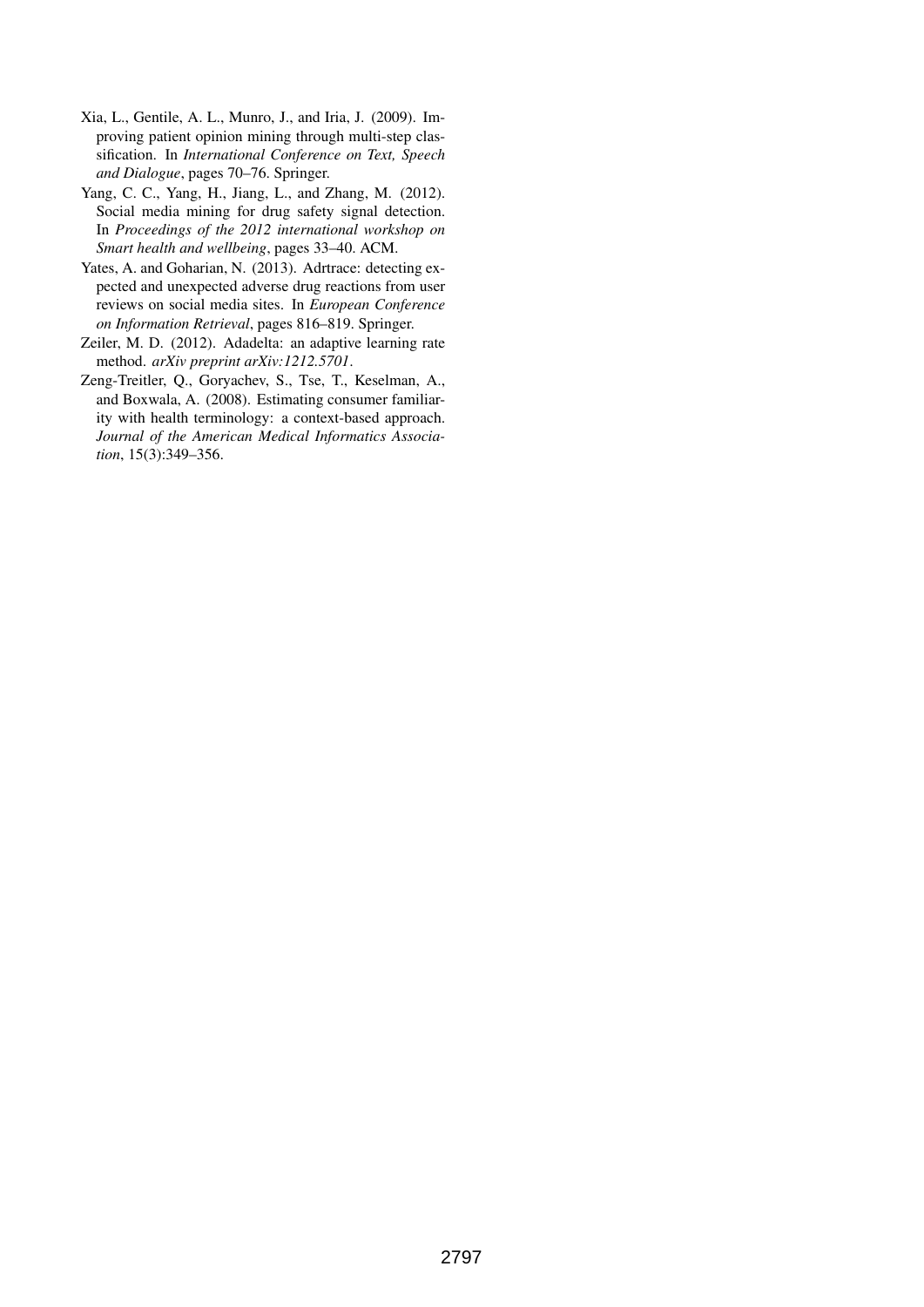Xia, L., Gentile, A. L., Munro, J., and Iria, J. (2009). Improving patient opinion mining through multi-step classification. In *International Conference on Text, Speech and Dialogue*, pages 70–76. Springer.

Yang, C. C., Yang, H., Jiang, L., and Zhang, M. (2012). Social media mining for drug safety signal detection. In *Proceedings of the 2012 international workshop on Smart health and wellbeing*, pages 33–40. ACM.

Yates, A. and Goharian, N. (2013). Adrtrace: detecting expected and unexpected adverse drug reactions from user reviews on social media sites. In *European Conference on Information Retrieval*, pages 816–819. Springer.

Zeiler, M. D. (2012). Adadelta: an adaptive learning rate method. *arXiv preprint arXiv:1212.5701*.

Zeng-Treitler, Q., Goryachev, S., Tse, T., Keselman, A., and Boxwala, A. (2008). Estimating consumer familiarity with health terminology: a context-based approach. *Journal of the American Medical Informatics Association*, 15(3):349–356.